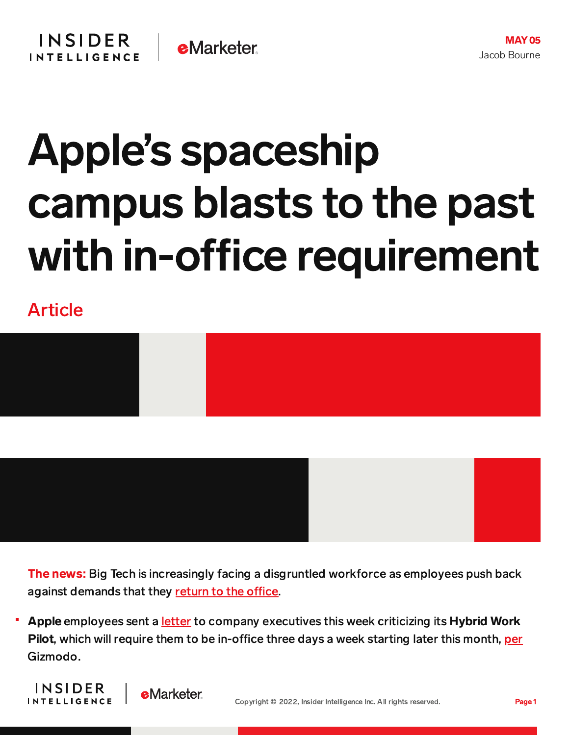MAY 05

Jacob Bourne

# Apple's spaceship campus blasts to the past with in-office requirement

Article

**The news:** Big Tech is increasingly facing a disgruntled workforce as employees push back against demands that they return to the office.

- **Apple** employees sent a letter to company executives this week criticizing its **Hybrid Work Pilot**, which will require them to be in-office three days a week starting later this month, per Gizmodo.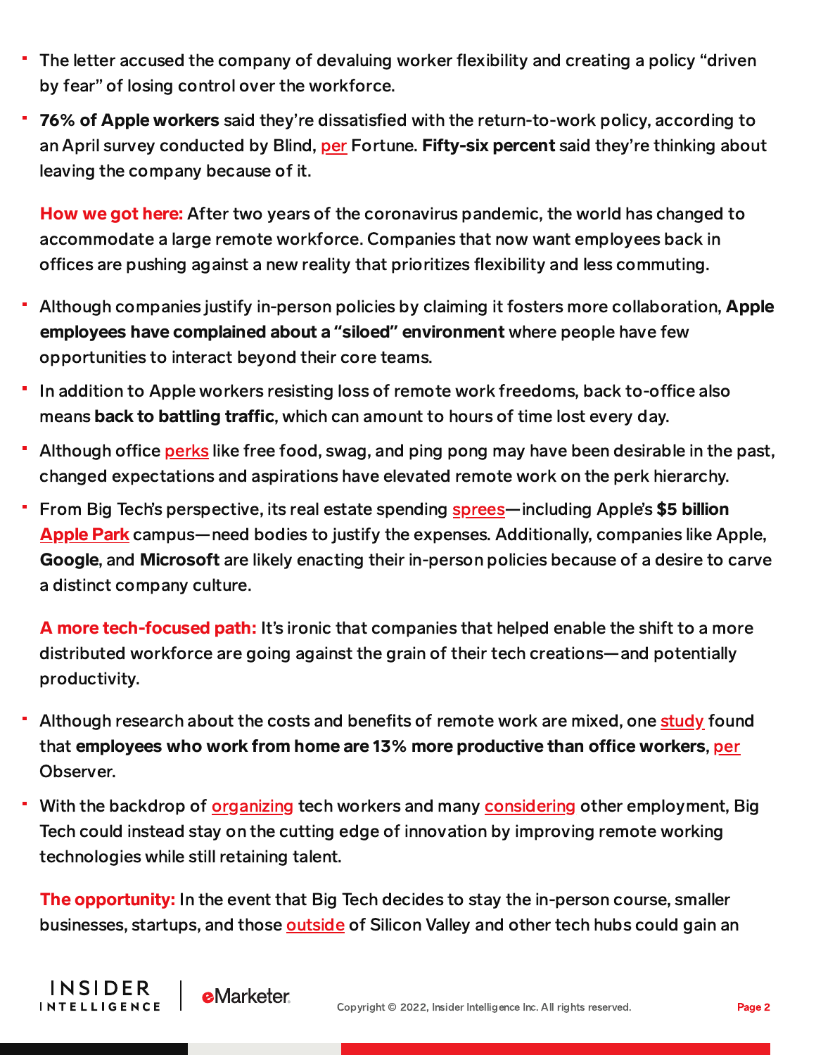- The letter accused the company of devaluing worker flexibility and creating a policy "driven by fear" of losing control over the workforce.
- **76% of Apple workers** said they're dissatisfied with the return-to-work policy, according to an April survey conducted by Blind, per Fortune. **Fifty-six percent** said they're thinking about leaving the company because of it.

**How we got here:** After two years of the coronavirus pandemic, the world has changed to accommodate a large remote workforce. Companies that now want employees back in offices are pushing against a new reality that prioritizes flexibility and less commuting.

- Although companies justify in-person policies by claiming it fosters more collaboration, **Apple employees have complained about a "siloed" environment** where people have few opportunities to interact beyond their core teams.
- In addition to Apple workers resisting loss of remote work freedoms, back to-office also means **back to battling traffic**, which can amount to hours of time lost every day.
- Although office perks like free food, swag, and ping pong may have been desirable in the past, changed expectations and aspirations have elevated remote work on the perk hierarchy.
- From Big Tech's perspective, its real estate spending sprees—including Apple's **$5 billion Apple Park** campus—need bodies to justify the expenses. Additionally, companies like Apple, **Google**, and **Microsoft** are likely enacting their in-person policies because of a desire to carve a distinct company culture.

**A more tech-focused path:** It's ironic that companies that helped enable the shift to a more distributed workforce are going against the grain of their tech creations—and potentially productivity.

- Although research about the costs and benefits of remote work are mixed, one study found that **employees who work from home are 13% more productive than office workers**, per Observer.
- With the backdrop of organizing tech workers and many considering other employment, Big Tech could instead stay on the cutting edge of innovation by improving remote working technologies while still retaining talent.

**The opportunity:** In the event that Big Tech decides to stay the in-person course, smaller businesses, startups, and those outside of Silicon Valley and other tech hubs could gain an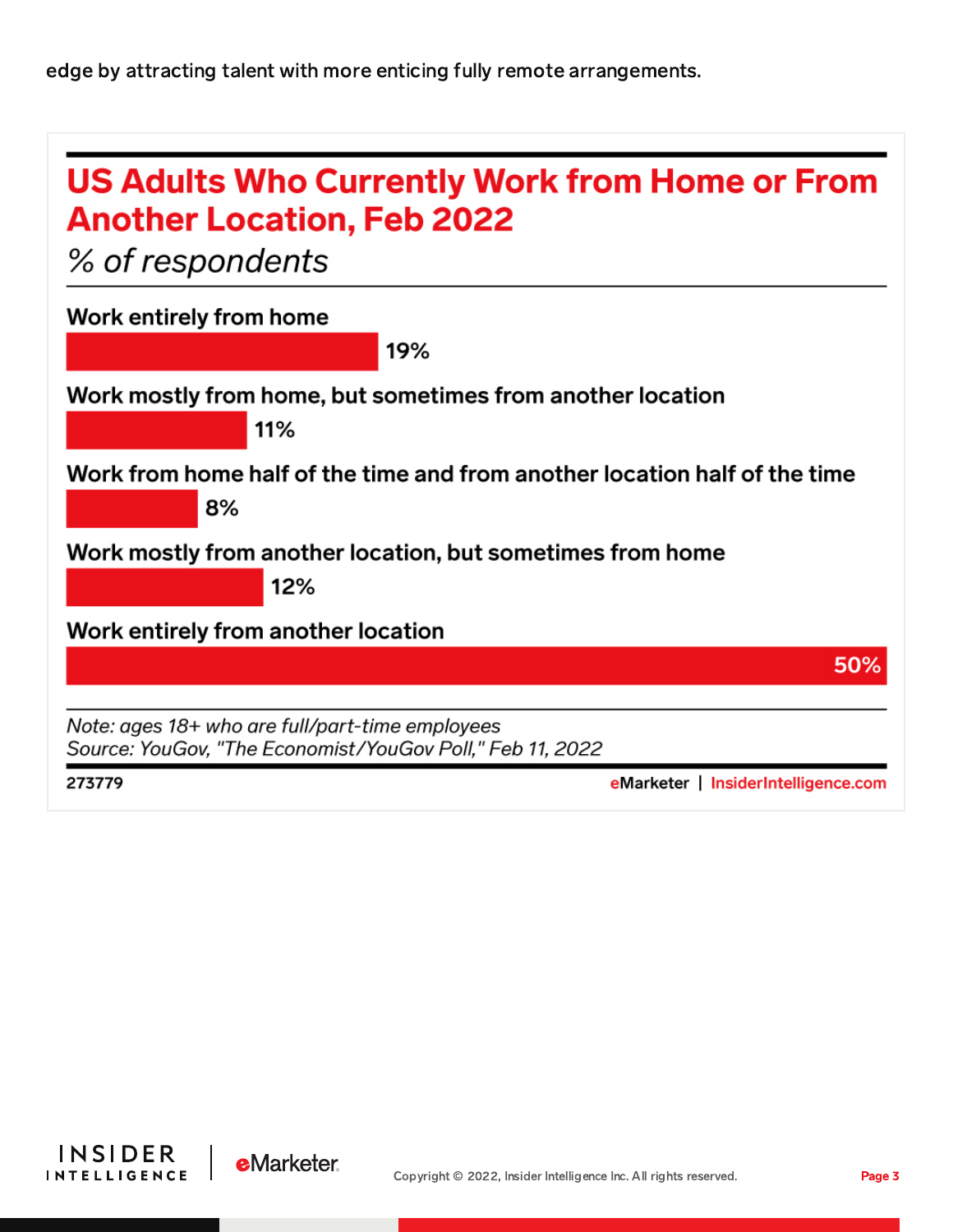edge by attracting talent with more enticing fully remote arrangements.

## US Adults Who Currently Work from Home or From Another Location, Feb 2022

*% of respondents*

Work entirely from home
19%

Work mostly from home, but sometimes from another location
11%

Work from home half of the time and from another location half of the time
8%

Work mostly from another location, but sometimes from home
12%

Work entirely from another location
50%

*Note: ages 18+ who are full/part-time employees*
*Source: YouGov, "The Economist/YouGov Poll," Feb 11, 2022*

273779

eMarketer | InsiderIntelligence.com